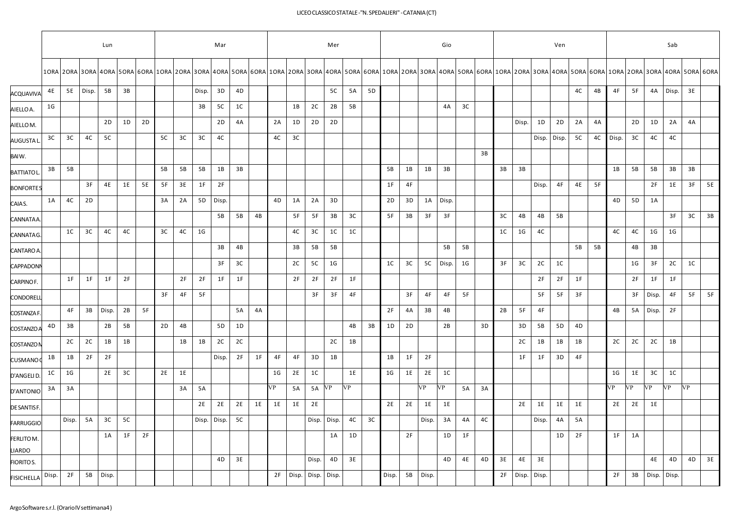# LICEO CLASSICO STATALE - "N. SPEDALIERI" - CATANIA (CT)

| | Lun | | | | | | Mar | | | | | | Mer | | | | | | Gio | | | | | | Ven | | | | | | Sab | | | | | |
|---|---|---|---|---|---|---|---|---|---|---|---|---|---|---|---|---|---|---|---|---|---|---|---|---|---|---|---|---|---|---|---|---|---|---|---|---|
| | 1ORA | 2ORA | 3ORA | 4ORA | 5ORA | 6ORA | 1ORA | 2ORA | 3ORA | 4ORA | 5ORA | 6ORA | 1ORA | 2ORA | 3ORA | 4ORA | 5ORA | 6ORA | 1ORA | 2ORA | 3ORA | 4ORA | 5ORA | 6ORA | 1ORA | 2ORA | 3ORA | 4ORA | 5ORA | 6ORA | 1ORA | 2ORA | 3ORA | 4ORA | 5ORA | 6ORA |
| ACQUAVIVA | 4E | 5E | Disp. | 5B | 3B | | | | Disp. | 3D | 4D | | | | | 5C | 5A | 5D | | | | | | | | | | | 4C | 4B | 4F | 5F | 4A | Disp. | 3E | |
| AIELLO A. | 1G | | | | | | | | 3B | 5C | 1C | | | 1B | 2C | 2B | 5B | | | | | 4A | 3C | | | | | | | | | | | | | |
| AIELLO M. | | | | 2D | 1D | 2D | | | | 2D | 4A | | 2A | 1D | 2D | 2D | | | | | | | | | | Disp. | 1D | 2D | 2A | 4A | | 2D | 1D | 2A | 4A | |
| AUGUSTA L. | 3C | 3C | 4C | 5C | | | 5C | 3C | 3C | 4C | | | 4C | 3C | | | | | | | | | | | | | Disp. | Disp. | 5C | 4C | Disp. | 3C | 4C | 4C | | |
| BAI W. | | | | | | | | | | | | | | | | | | | | | | | | 3B | | | | | | | | | | | | |
| BATTIATO L. | 3B | 5B | | | | | 5B | 5B | 5B | 1B | 3B | | | | | | | | 5B | 1B | 1B | 3B | | | 3B | 3B | | | | | 1B | 5B | 5B | 3B | 3B | |
| BONFORTE S | | | 3F | 4E | 1E | 5E | 5F | 3E | 1F | 2F | | | | | | | | | 1F | 4F | | | | | | | Disp. | 4F | 4E | 5F | | | 2F | 1E | 3F | 5E |
| CAIA S. | 1A | 4C | 2D | | | | 3A | 2A | 5D | Disp. | | | 4D | 1A | 2A | 3D | | | 2D | 3D | 1A | Disp. | | | | | | | | | 4D | 5D | 1A | | | |
| CANNATA A. | | | | | | | | | | 5B | 5B | 4B | | 5F | 5F | 3B | 3C | | 5F | 3B | 3F | 3F | | | 3C | 4B | 4B | 5B | | | | | | 3F | 3C | 3B |
| CANNATA G. | | 1C | 3C | 4C | 4C | | 3C | 4C | 1G | | | | | 4C | 3C | 1C | 1C | | | | | | | | 1C | 1G | 4C | | | | 4C | 4C | 1G | 1G | | |
| CANTARO A. | | | | | | | | | | 3B | 4B | | | 3B | 5B | 5B | | | | | | 5B | 5B | | | | | | 5B | 5B | | 4B | 3B | | | |
| CAPPADONN | | | | | | | | | | 3F | 3C | | | 2C | 5C | 1G | | | 1C | 3C | 5C | Disp. | 1G | | 3F | 3C | 2C | 1C | | | | 1G | 3F | 2C | 1C | |
| CARPINO F. | | 1F | 1F | 1F | 2F | | | 2F | 2F | 1F | 1F | | | 2F | 2F | 2F | 1F | | | | | | | | | | 2F | 2F | 1F | | | 2F | 1F | 1F | | |
| CONDORELL | | | | | | | 3F | 4F | 5F | | | | | | 3F | 3F | 4F | | | 3F | 4F | 4F | 5F | | | | 5F | 5F | 3F | | | 3F | Disp. | 4F | 5F | 5F |
| COSTANZA F. | | 4F | 3B | Disp. | 2B | 5F | | | | | 5A | 4A | | | | | | | 2F | 4A | 3B | 4B | | | 2B | 5F | 4F | | | | 4B | 5A | Disp. | 2F | | |
| COSTANZO A | 4D | 3B | | 2B | 5B | | 2D | 4B | | 5D | 1D | | | | | | 4B | 3B | 1D | 2D | | 2B | | 3D | | 3D | 5B | 5D | 4D | | | | | | | |
| COSTANZO M | | 2C | 2C | 1B | 1B | | | 1B | 1B | 2C | 2C | | | | | 2C | 1B | | | | | | | | | 2C | 1B | 1B | 1B | | 2C | 2C | 2C | 1B | | |
| CUSMANO C | 1B | 1B | 2F | 2F | | | | | | Disp. | 2F | 1F | 4F | 4F | 3D | 1B | | | 1B | 1F | 2F | | | | | 1F | 1F | 3D | 4F | | | | | | | |
| D'ANGELI D. | 1C | 1G | | 2E | 3C | | 2E | 1E | | | | | 1G | 2E | 1C | | 1E | | 1G | 1E | 2E | 1C | | | | | | | | | 1G | 1E | 3C | 1C | | |
| D'ANTONIO | 3A | 3A | | | | | | 3A | 5A | | | | VP | 5A | 5A | VP | VP | | | | VP | VP | 5A | 3A | | | | | | | VP | VP | VP | VP | VP | |
| DE SANTIS F. | | | | | | | | | 2E | 2E | 2E | 1E | 1E | 1E | 2E | | | | 2E | 2E | 1E | 1E | | | | 2E | 1E | 1E | 1E | | 2E | 2E | 1E | | | |
| FARRUGGIO | | Disp. | 5A | 3C | 5C | | | | Disp. | Disp. | 5C | | | | Disp. | Disp. | 4C | 3C | | | Disp. | 3A | 4A | 4C | | | Disp. | 4A | 5A | | | | | | | |
| FERLITO M. LIARDO | | | | 1A | 1F | 2F | | | | | | | | | | 1A | 1D | | | 2F | | 1D | 1F | | | | | 1D | 2F | | 1F | 1A | | | | |
| FIORITO S. | | | | | | | | | | 4D | 3E | | | | Disp. | 4D | 3E | | | | | 4D | 4E | 4D | 3E | 4E | 3E | | | | | | 4E | 4D | 4D | 3E |
| FISICHELLA | Disp. | 2F | 5B | Disp. | | | | | | | | | 2F | Disp. | Disp. | Disp. | | | Disp. | 5B | Disp. | | | | 2F | Disp. | Disp. | | | | 2F | 3B | Disp. | Disp. | | |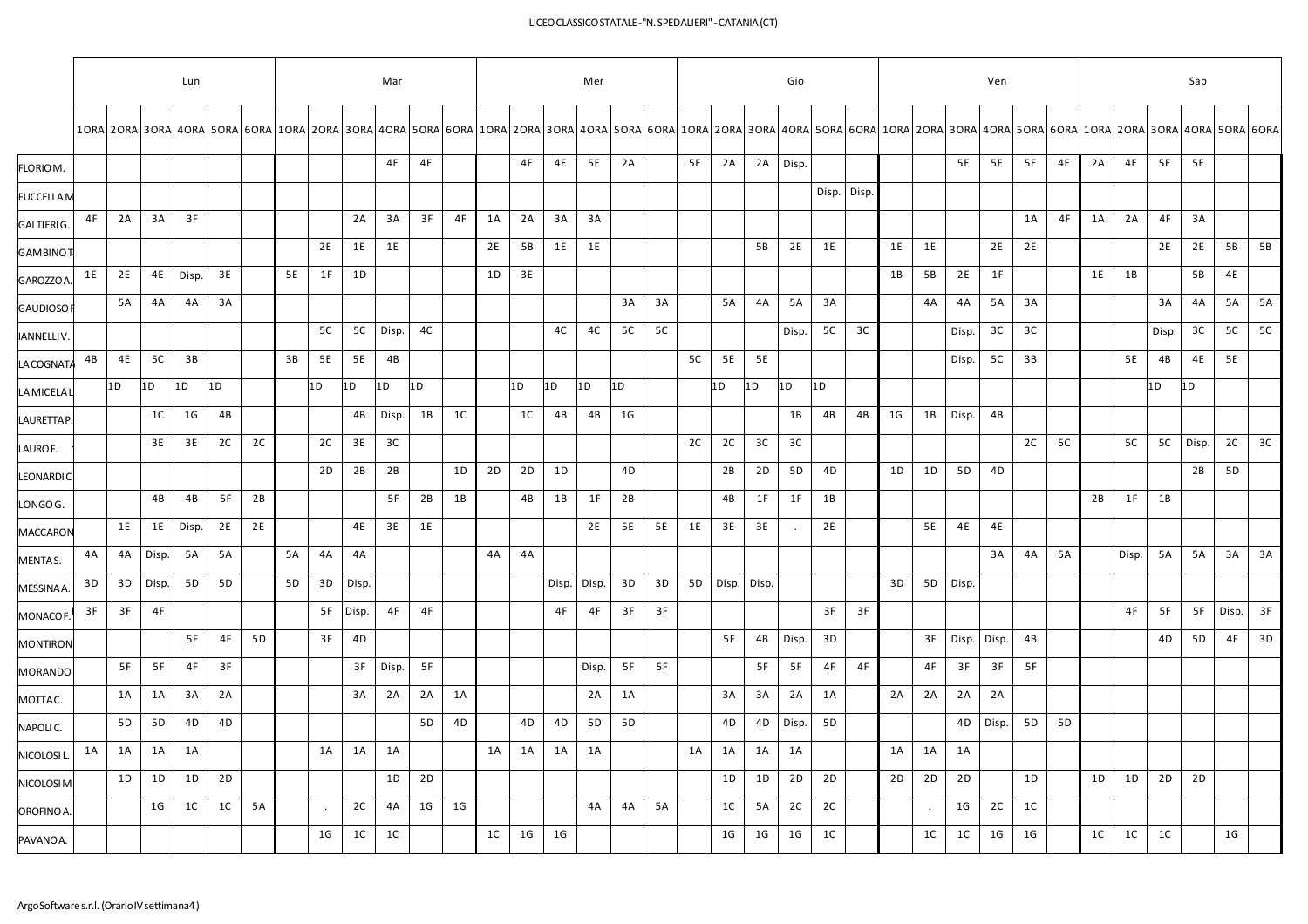# LICEO CLASSICO STATALE - "N. SPEDALIERI" - CATANIA (CT)

| | Lun | | | | | | Mar | | | | | | Mer | | | | | | Gio | | | | | | Ven | | | | | | Sab | | | | | |
|---|---|---|---|---|---|---|---|---|---|---|---|---|---|---|---|---|---|---|---|---|---|---|---|---|---|---|---|---|---|---|---|---|---|---|---|---|
| | 1ORA | 2ORA | 3ORA | 4ORA | 5ORA | 6ORA | 1ORA | 2ORA | 3ORA | 4ORA | 5ORA | 6ORA | 1ORA | 2ORA | 3ORA | 4ORA | 5ORA | 6ORA | 1ORA | 2ORA | 3ORA | 4ORA | 5ORA | 6ORA | 1ORA | 2ORA | 3ORA | 4ORA | 5ORA | 6ORA | 1ORA | 2ORA | 3ORA | 4ORA | 5ORA | 6ORA |
| FLORIO M. | | | | | | | | | | 4E | 4E | | | 4E | 4E | 5E | 2A | | 5E | 2A | 2A | Disp. | | | | | 5E | 5E | 5E | 4E | 2A | 4E | 5E | 5E | | |
| FUCCELLA M | | | | | | | | | | | | | | | | | | | | | | | Disp. | Disp. | | | | | | | | | | | | |
| GALTIERI G. | 4F | 2A | 3A | 3F | | | | | 2A | 3A | 3F | 4F | 1A | 2A | 3A | 3A | | | | | | | | | | | | | 1A | 4F | 1A | 2A | 4F | 3A | | |
| GAMBINO T | | | | | | | | 2E | 1E | 1E | | | 2E | 5B | 1E | 1E | | | | | 5B | 2E | 1E | | 1E | 1E | | 2E | 2E | | | | 2E | 2E | 5B | 5B |
| GAROZZO A. | 1E | 2E | 4E | Disp. | 3E | | 5E | 1F | 1D | | | | 1D | 3E | | | | | | | | | | | 1B | 5B | 2E | 1F | | | 1E | 1B | | 5B | 4E | |
| GAUDIOSO F | | 5A | 4A | 4A | 3A | | | | | | | | | | | | 3A | 3A | | 5A | 4A | 5A | 3A | | | 4A | 4A | 5A | 3A | | | | 3A | 4A | 5A | 5A |
| IANNELLI V. | | | | | | | | 5C | 5C | Disp. | 4C | | | | 4C | 4C | 5C | 5C | | | | Disp. | 5C | 3C | | | Disp. | 3C | 3C | | | | Disp. | 3C | 5C | 5C |
| LA COGNATA | 4B | 4E | 5C | 3B | | | 3B | 5E | 5E | 4B | | | | | | | | | 5C | 5E | 5E | | | | | | Disp. | 5C | 3B | | | 5E | 4B | 4E | 5E | |
| LA MICELA L | | 1D | 1D | 1D | 1D | | | 1D | 1D | 1D | 1D | | | 1D | 1D | 1D | 1D | | | 1D | 1D | 1D | 1D | | | | | | | | | | 1D | 1D | | |
| LAURETTA P. | | | 1C | 1G | 4B | | | | 4B | Disp. | 1B | 1C | | 1C | 4B | 4B | 1G | | | | | 1B | 4B | 4B | 1G | 1B | Disp. | 4B | | | | | | | | |
| LAURO F. | | | 3E | 3E | 2C | 2C | | 2C | 3E | 3C | | | | | | | | | 2C | 2C | 3C | 3C | | | | | | | 2C | 5C | | 5C | 5C | Disp. | 2C | 3C |
| LEONARDI C | | | | | | | | 2D | 2B | 2B | | 1D | 2D | 2D | 1D | | 4D | | | 2B | 2D | 5D | 4D | | 1D | 1D | 5D | 4D | | | | | | 2B | 5D | |
| LONGO G. | | | 4B | 4B | 5F | 2B | | | | 5F | 2B | 1B | | 4B | 1B | 1F | 2B | | | 4B | 1F | 1F | 1B | | | | | | | | 2B | 1F | 1B | | | |
| MACCARON | | 1E | 1E | Disp. | 2E | 2E | | | 4E | 3E | 1E | | | | | 2E | 5E | 5E | 1E | 3E | 3E | . | 2E | | | 5E | 4E | 4E | | | | | | | | |
| MENTA S. | 4A | 4A | Disp. | 5A | 5A | | 5A | 4A | 4A | | | | 4A | 4A | | | | | | | | | | | | | | 3A | 4A | 5A | | Disp. | 5A | 5A | 3A | 3A |
| MESSINA A. | 3D | 3D | Disp. | 5D | 5D | | 5D | 3D | Disp. | | | | | | Disp. | Disp. | 3D | 3D | 5D | Disp. | Disp. | | | | 3D | 5D | Disp. | | | | | | | | | |
| MONACO F. | 3F | 3F | 4F | | | | | 5F | Disp. | 4F | 4F | | | | 4F | 4F | 3F | 3F | | | | | 3F | 3F | | | | | | | | 4F | 5F | 5F | Disp. | 3F |
| MONTIRON | | | | 5F | 4F | 5D | | 3F | 4D | | | | | | | | | | | 5F | 4B | Disp. | 3D | | | 3F | Disp. | Disp. | 4B | | | | 4D | 5D | 4F | 3D |
| MORANDO | | 5F | 5F | 4F | 3F | | | | 3F | Disp. | 5F | | | | | Disp. | 5F | 5F | | | 5F | 5F | 4F | 4F | | 4F | 3F | 3F | 5F | | | | | | | |
| MOTTA C. | | 1A | 1A | 3A | 2A | | | | 3A | 2A | 2A | 1A | | | | 2A | 1A | | | 3A | 3A | 2A | 1A | | 2A | 2A | 2A | 2A | | | | | | | | |
| NAPOLI C. | | 5D | 5D | 4D | 4D | | | | | | 5D | 4D | | 4D | 4D | 5D | 5D | | | 4D | 4D | Disp. | 5D | | | | 4D | Disp. | 5D | 5D | | | | | | |
| NICOLOSI L. | 1A | 1A | 1A | 1A | | | | 1A | 1A | 1A | | | 1A | 1A | 1A | 1A | | | 1A | 1A | 1A | 1A | | | 1A | 1A | 1A | | | | | | | | | |
| NICOLOSI M | | 1D | 1D | 1D | 2D | | | | | 1D | 2D | | | | | | | | | 1D | 1D | 2D | 2D | | 2D | 2D | 2D | | 1D | | 1D | 1D | 2D | 2D | | |
| OROFINO A. | | | 1G | 1C | 1C | 5A | | . | 2C | 4A | 1G | 1G | | | | 4A | 4A | 5A | | 1C | 5A | 2C | 2C | | | . | 1G | 2C | 1C | | | | | | | |
| PAVANO A. | | | | | | | | 1G | 1C | 1C | | | 1C | 1G | 1G | | | | | 1G | 1G | 1G | 1C | | | 1C | 1C | 1G | 1G | | 1C | 1C | 1C | | 1G | |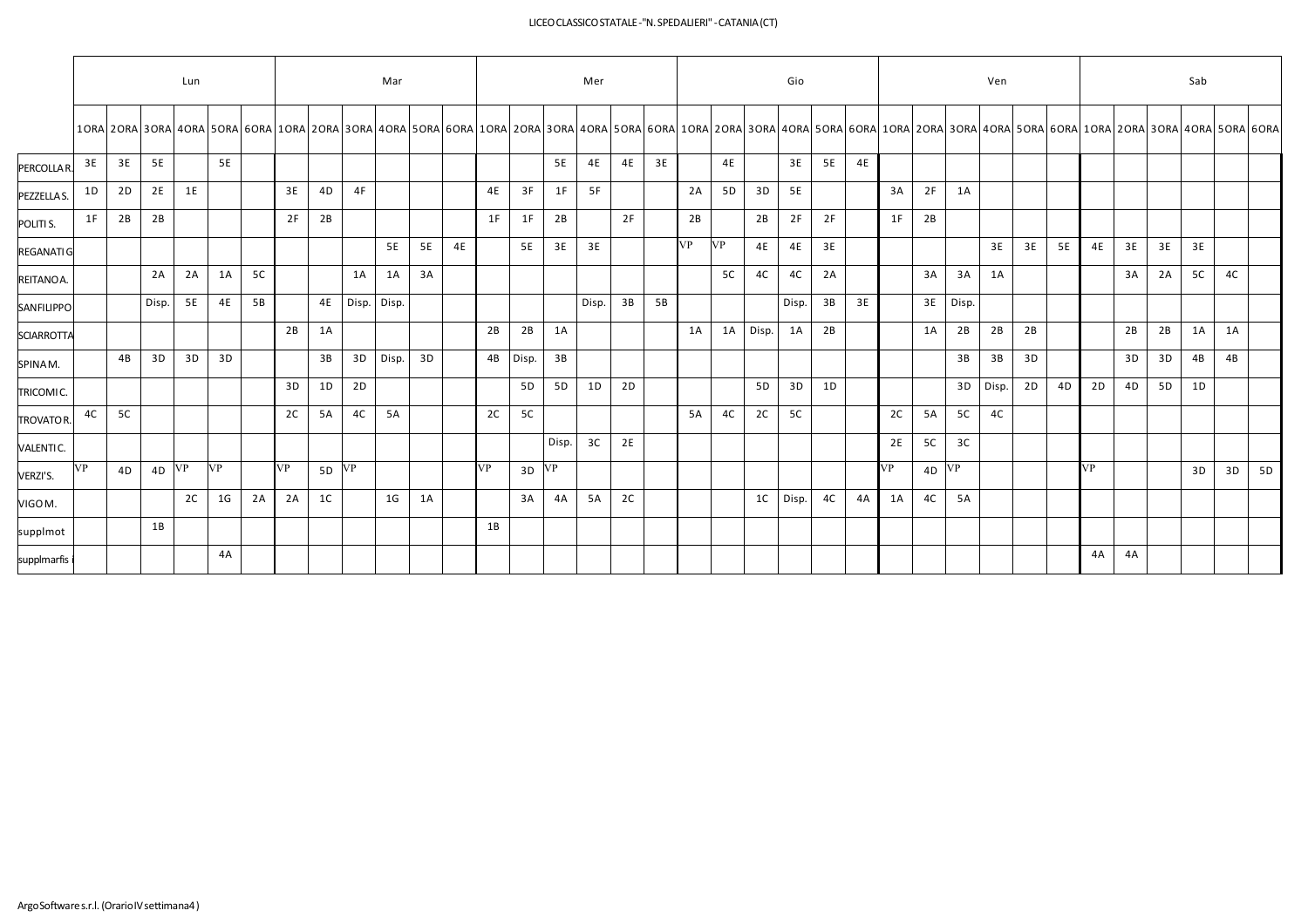LICEO CLASSICO STATALE - "N. SPEDALIERI" - CATANIA (CT)

| | Lun | | | | | | Mar | | | | | | Mer | | | | | | Gio | | | | | | Ven | | | | | | Sab | | | | | |
|---|---|---|---|---|---|---|---|---|---|---|---|---|---|---|---|---|---|---|---|---|---|---|---|---|---|---|---|---|---|---|---|---|---|---|---|---|
| | 1ORA | 2ORA | 3ORA | 4ORA | 5ORA | 6ORA | 1ORA | 2ORA | 3ORA | 4ORA | 5ORA | 6ORA | 1ORA | 2ORA | 3ORA | 4ORA | 5ORA | 6ORA | 1ORA | 2ORA | 3ORA | 4ORA | 5ORA | 6ORA | 1ORA | 2ORA | 3ORA | 4ORA | 5ORA | 6ORA | 1ORA | 2ORA | 3ORA | 4ORA | 5ORA | 6ORA |
| PERCOLLA R. | 3E | 3E | 5E | | 5E | | | | | | | | | | 5E | 4E | 4E | 3E | | 4E | | 3E | 5E | 4E | | | | | | | | | | | | |
| PEZZELLA S. | 1D | 2D | 2E | 1E | | | 3E | 4D | 4F | | | | 4E | 3F | 1F | 5F | | | 2A | 5D | 3D | 5E | | | 3A | 2F | 1A | | | | | | | | | |
| POLITI S. | 1F | 2B | 2B | | | | 2F | 2B | | | | | 1F | 1F | 2B | | 2F | | 2B | | 2B | 2F | 2F | | 1F | 2B | | | | | | | | | | |
| REGANATI G | | | | | | | | | | 5E | 5E | 4E | | 5E | 3E | 3E | | | VP | VP | 4E | 4E | 3E | | | | | 3E | 3E | 5E | 4E | 3E | 3E | 3E | | |
| REITANO A. | | | 2A | 2A | 1A | 5C | | | 1A | 1A | 3A | | | | | | | | | 5C | 4C | 4C | 2A | | | 3A | 3A | 1A | | | | 3A | 2A | 5C | 4C | |
| SANFILIPPO | | | Disp. | 5E | 4E | 5B | | 4E | Disp. | Disp. | | | | | | Disp. | 3B | 5B | | | | Disp. | 3B | 3E | | 3E | Disp. | | | | | | | | | |
| SCIARROTTA | | | | | | | 2B | 1A | | | | | 2B | 2B | 1A | | | | 1A | 1A | Disp. | 1A | 2B | | | 1A | 2B | 2B | 2B | | | 2B | 2B | 1A | 1A | |
| SPINA M. | | 4B | 3D | 3D | 3D | | | 3B | 3D | Disp. | 3D | | 4B | Disp. | 3B | | | | | | | | | | | | 3B | 3B | 3D | | | 3D | 3D | 4B | 4B | |
| TRICOMI C. | | | | | | | 3D | 1D | 2D | | | | | 5D | 5D | 1D | 2D | | | | 5D | 3D | 1D | | | | 3D | Disp. | 2D | 4D | 2D | 4D | 5D | 1D | | |
| TROVATO R. | 4C | 5C | | | | | 2C | 5A | 4C | 5A | | | 2C | 5C | | | | | 5A | 4C | 2C | 5C | | | 2C | 5A | 5C | 4C | | | | | | | | |
| VALENTI C. | | | | | | | | | | | | | | | Disp. | 3C | 2E | | | | | | | | 2E | 5C | 3C | | | | | | | | | |
| VERZI'S. | VP | 4D | 4D | VP | VP | | VP | 5D | VP | | | | VP | 3D | VP | | | | | | | | | | VP | 4D | VP | | | | VP | | | 3D | 3D | 5D |
| VIGO M. | | | | 2C | 1G | 2A | 2A | 1C | | 1G | 1A | | | 3A | 4A | 5A | 2C | | | | 1C | Disp. | 4C | 4A | 1A | 4C | 5A | | | | | | | | | |
| supplmot | | | 1B | | | | | | | | | | 1B | | | | | | | | | | | | | | | | | | | | | | | |
| supplmarfis i | | | | | 4A | | | | | | | | | | | | | | | | | | | | | | | | | | 4A | 4A | | | | |